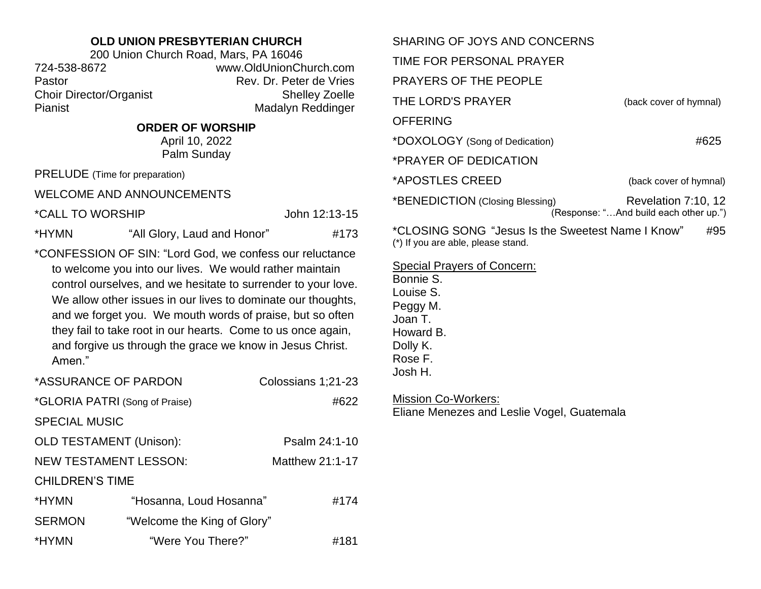**OLD UNION PRESBYTERIAN CHURCH**

200 Union Church Road, Mars, PA 16046

724-538-8672 www.OldUnionChurch.com

Pastor Rev. Dr. Peter de Vries

Choir Director/Organist Shelley Zoelle

Pianist Madalyn Reddinger

## ORDER OF WORSHIP

April 10, 2022

Palm Sunday

PRELUDE (Time for preparation)

WELCOME AND ANNOUNCEMENTS

*CALL TO WORSHIP John 12:13-15

*HYMN "All Glory, Laud and Honor" #173

*CONFESSION OF SIN: "Lord God, we confess our reluctance to welcome you into our lives. We would rather maintain control ourselves, and we hesitate to surrender to your love. We allow other issues in our lives to dominate our thoughts, and we forget you. We mouth words of praise, but so often they fail to take root in our hearts. Come to us once again, and forgive us through the grace we know in Jesus Christ. Amen."

*ASSURANCE OF PARDON Colossians 1;21-23

*GLORIA PATRI (Song of Praise) #622

SPECIAL MUSIC

OLD TESTAMENT (Unison): Psalm 24:1-10

NEW TESTAMENT LESSON: Matthew 21:1-17

CHILDREN'S TIME

*HYMN "Hosanna, Loud Hosanna" #174

SERMON "Welcome the King of Glory"

*HYMN "Were You There?" #181

SHARING OF JOYS AND CONCERNS

TIME FOR PERSONAL PRAYER

PRAYERS OF THE PEOPLE

THE LORD'S PRAYER (back cover of hymnal)

OFFERING

*DOXOLOGY (Song of Dedication) #625

*PRAYER OF DEDICATION

*APOSTLES CREED (back cover of hymnal)

*BENEDICTION (Closing Blessing) Revelation 7:10, 12
(Response: "…And build each other up.")

*CLOSING SONG "Jesus Is the Sweetest Name I Know" #95

(*) If you are able, please stand.

Special Prayers of Concern:

Bonnie S.
Louise S.
Peggy M.
Joan T.
Howard B.
Dolly K.
Rose F.
Josh H.

Mission Co-Workers:

Eliane Menezes and Leslie Vogel, Guatemala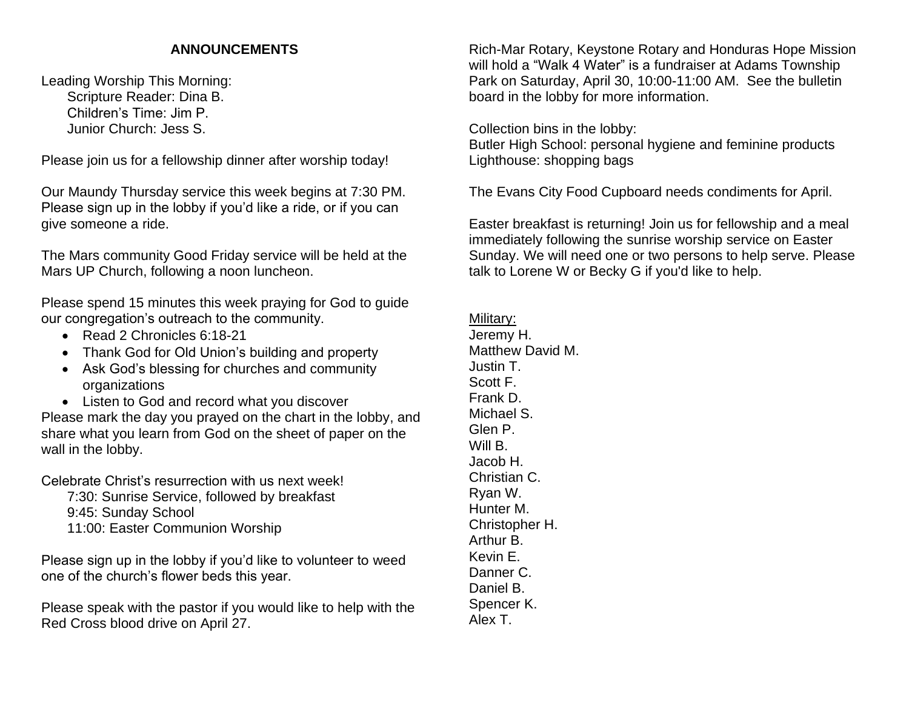## ANNOUNCEMENTS

Leading Worship This Morning:
 Scripture Reader: Dina B.
 Children's Time: Jim P.
 Junior Church: Jess S.

Please join us for a fellowship dinner after worship today!

Our Maundy Thursday service this week begins at 7:30 PM. Please sign up in the lobby if you'd like a ride, or if you can give someone a ride.

The Mars community Good Friday service will be held at the Mars UP Church, following a noon luncheon.

Please spend 15 minutes this week praying for God to guide our congregation's outreach to the community.

- Read 2 Chronicles 6:18-21
- Thank God for Old Union's building and property
- Ask God's blessing for churches and community organizations
- Listen to God and record what you discover

Please mark the day you prayed on the chart in the lobby, and share what you learn from God on the sheet of paper on the wall in the lobby.

Celebrate Christ's resurrection with us next week!
 7:30: Sunrise Service, followed by breakfast
 9:45: Sunday School
 11:00: Easter Communion Worship

Please sign up in the lobby if you'd like to volunteer to weed one of the church's flower beds this year.

Please speak with the pastor if you would like to help with the Red Cross blood drive on April 27.

Rich-Mar Rotary, Keystone Rotary and Honduras Hope Mission will hold a "Walk 4 Water" is a fundraiser at Adams Township Park on Saturday, April 30, 10:00-11:00 AM. See the bulletin board in the lobby for more information.

Collection bins in the lobby:
Butler High School: personal hygiene and feminine products
Lighthouse: shopping bags

The Evans City Food Cupboard needs condiments for April.

Easter breakfast is returning! Join us for fellowship and a meal immediately following the sunrise worship service on Easter Sunday. We will need one or two persons to help serve. Please talk to Lorene W or Becky G if you'd like to help.

Military:
Jeremy H.
Matthew David M.
Justin T.
Scott F.
Frank D.
Michael S.
Glen P.
Will B.
Jacob H.
Christian C.
Ryan W.
Hunter M.
Christopher H.
Arthur B.
Kevin E.
Danner C.
Daniel B.
Spencer K.
Alex T.